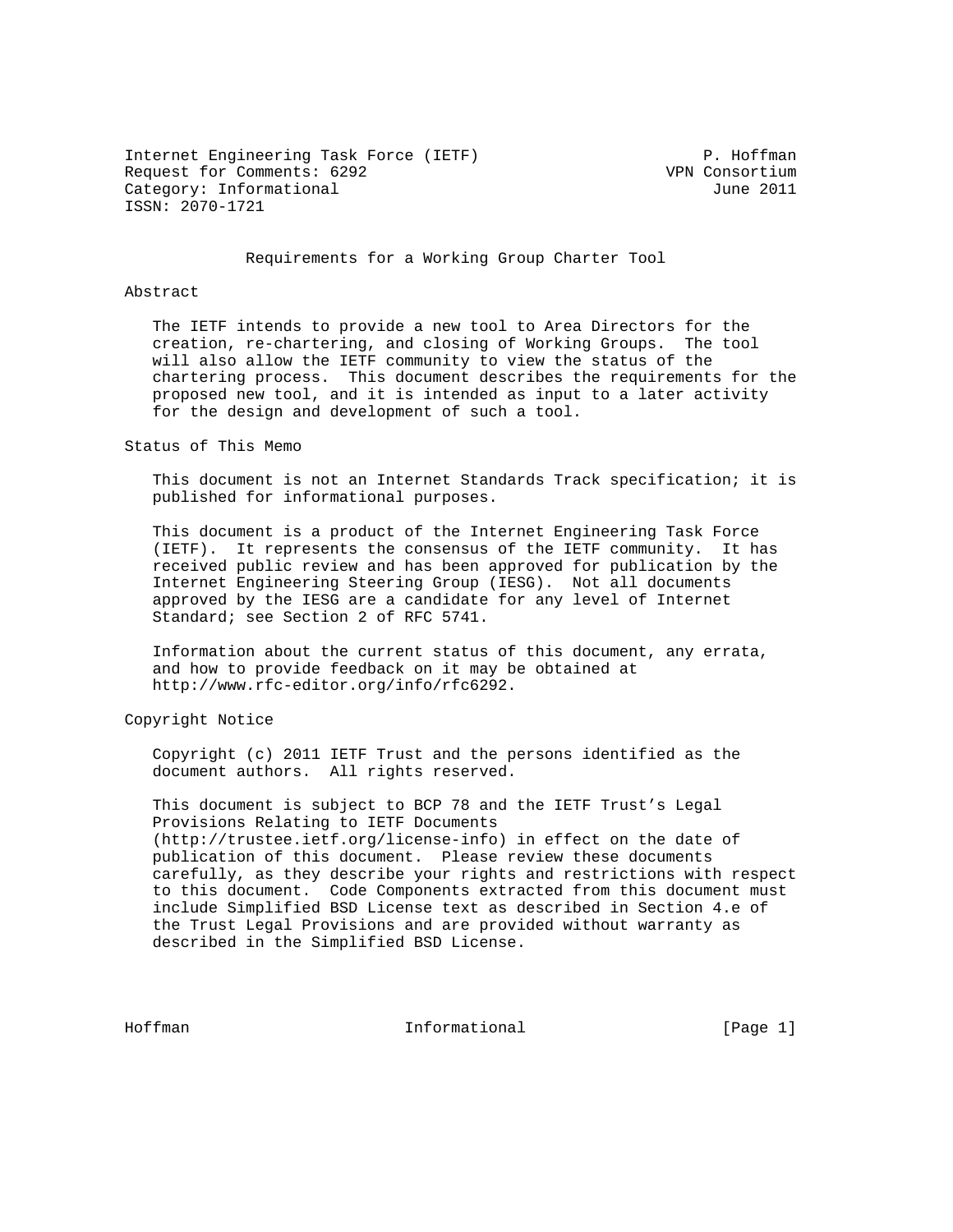Internet Engineering Task Force (IETF) P. Hoffman
Request for Comments: 6292 VPN Consortium
Category: Informational June 2011
ISSN: 2070-1721

# Requirements for a Working Group Charter Tool

## Abstract

The IETF intends to provide a new tool to Area Directors for the creation, re-chartering, and closing of Working Groups. The tool will also allow the IETF community to view the status of the chartering process. This document describes the requirements for the proposed new tool, and it is intended as input to a later activity for the design and development of such a tool.

## Status of This Memo

This document is not an Internet Standards Track specification; it is published for informational purposes.

This document is a product of the Internet Engineering Task Force (IETF). It represents the consensus of the IETF community. It has received public review and has been approved for publication by the Internet Engineering Steering Group (IESG). Not all documents approved by the IESG are a candidate for any level of Internet Standard; see Section 2 of RFC 5741.

Information about the current status of this document, any errata, and how to provide feedback on it may be obtained at http://www.rfc-editor.org/info/rfc6292.

## Copyright Notice

Copyright (c) 2011 IETF Trust and the persons identified as the document authors. All rights reserved.

This document is subject to BCP 78 and the IETF Trust's Legal Provisions Relating to IETF Documents (http://trustee.ietf.org/license-info) in effect on the date of publication of this document. Please review these documents carefully, as they describe your rights and restrictions with respect to this document. Code Components extracted from this document must include Simplified BSD License text as described in Section 4.e of the Trust Legal Provisions and are provided without warranty as described in the Simplified BSD License.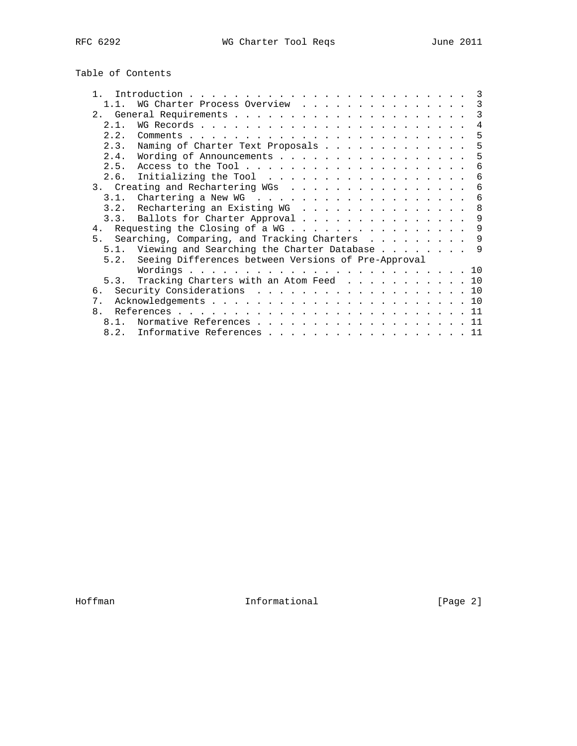## Table of Contents

- 1. Introduction . . . . . . . . . . . . . . . . . . . . . . . . . 3
  - 1.1. WG Charter Process Overview . . . . . . . . . . . . . . . . 3
- 2. General Requirements . . . . . . . . . . . . . . . . . . . . . 3
  - 2.1. WG Records . . . . . . . . . . . . . . . . . . . . . . . . 4
  - 2.2. Comments . . . . . . . . . . . . . . . . . . . . . . . . . 5
  - 2.3. Naming of Charter Text Proposals . . . . . . . . . . . . . 5
  - 2.4. Wording of Announcements . . . . . . . . . . . . . . . . . 5
  - 2.5. Access to the Tool . . . . . . . . . . . . . . . . . . . . 6
  - 2.6. Initializing the Tool . . . . . . . . . . . . . . . . . . 6
- 3. Creating and Rechartering WGs . . . . . . . . . . . . . . . . 6
  - 3.1. Chartering a New WG . . . . . . . . . . . . . . . . . . . 6
  - 3.2. Rechartering an Existing WG . . . . . . . . . . . . . . . 8
  - 3.3. Ballots for Charter Approval . . . . . . . . . . . . . . . 9
- 4. Requesting the Closing of a WG . . . . . . . . . . . . . . . . 9
- 5. Searching, Comparing, and Tracking Charters . . . . . . . . . 9
  - 5.1. Viewing and Searching the Charter Database . . . . . . . . 9
  - 5.2. Seeing Differences between Versions of Pre-Approval Wordings . . . . . . . . . . . . . . . . . . . . . . . . . 10
  - 5.3. Tracking Charters with an Atom Feed . . . . . . . . . . . 10
- 6. Security Considerations . . . . . . . . . . . . . . . . . . . 10
- 7. Acknowledgements . . . . . . . . . . . . . . . . . . . . . . . 10
- 8. References . . . . . . . . . . . . . . . . . . . . . . . . . . 11
  - 8.1. Normative References . . . . . . . . . . . . . . . . . . . 11
  - 8.2. Informative References . . . . . . . . . . . . . . . . . . 11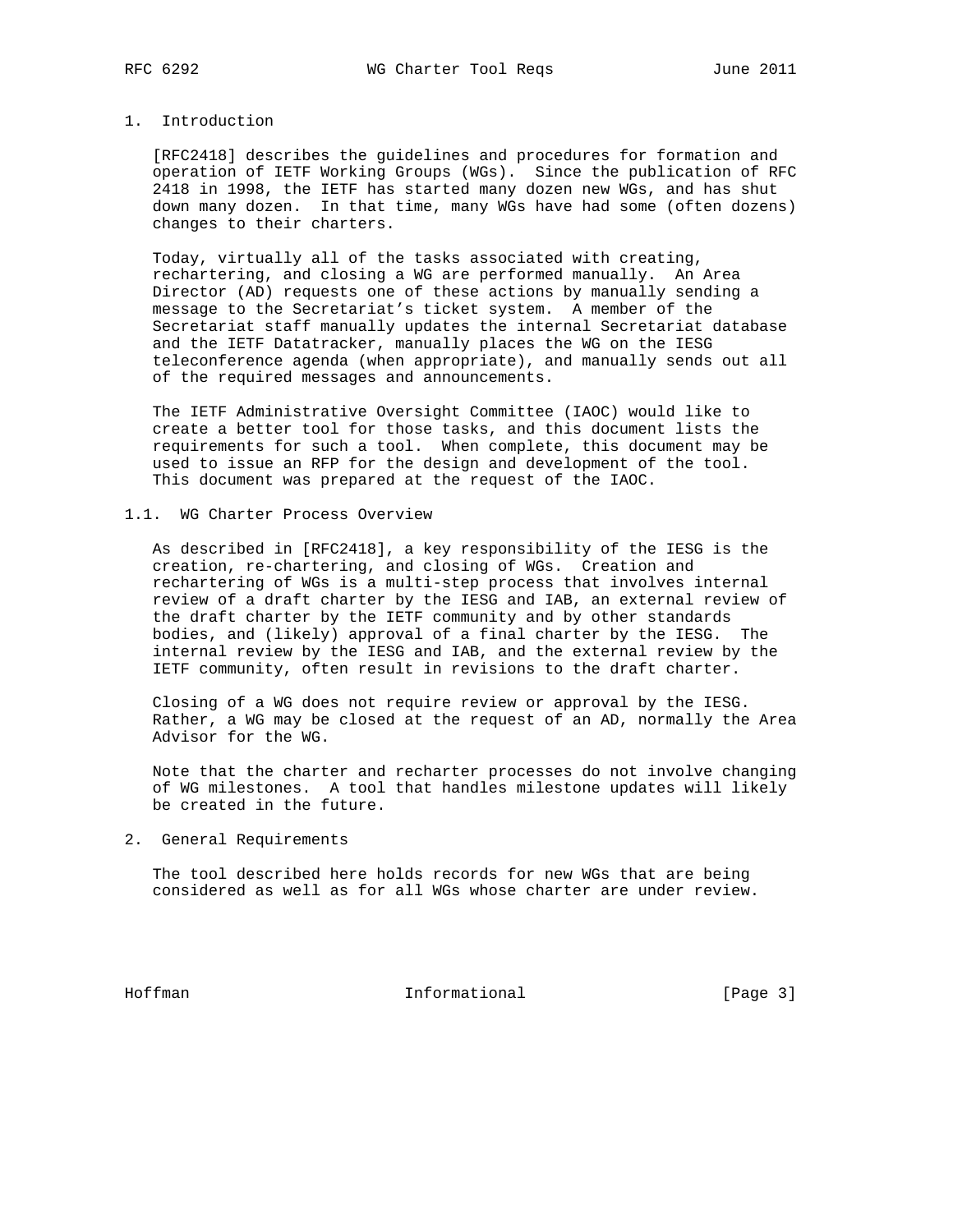## 1. Introduction

[RFC2418] describes the guidelines and procedures for formation and operation of IETF Working Groups (WGs). Since the publication of RFC 2418 in 1998, the IETF has started many dozen new WGs, and has shut down many dozen. In that time, many WGs have had some (often dozens) changes to their charters.

Today, virtually all of the tasks associated with creating, rechartering, and closing a WG are performed manually. An Area Director (AD) requests one of these actions by manually sending a message to the Secretariat's ticket system. A member of the Secretariat staff manually updates the internal Secretariat database and the IETF Datatracker, manually places the WG on the IESG teleconference agenda (when appropriate), and manually sends out all of the required messages and announcements.

The IETF Administrative Oversight Committee (IAOC) would like to create a better tool for those tasks, and this document lists the requirements for such a tool. When complete, this document may be used to issue an RFP for the design and development of the tool. This document was prepared at the request of the IAOC.

### 1.1. WG Charter Process Overview

As described in [RFC2418], a key responsibility of the IESG is the creation, re-chartering, and closing of WGs. Creation and rechartering of WGs is a multi-step process that involves internal review of a draft charter by the IESG and IAB, an external review of the draft charter by the IETF community and by other standards bodies, and (likely) approval of a final charter by the IESG. The internal review by the IESG and IAB, and the external review by the IETF community, often result in revisions to the draft charter.

Closing of a WG does not require review or approval by the IESG. Rather, a WG may be closed at the request of an AD, normally the Area Advisor for the WG.

Note that the charter and recharter processes do not involve changing of WG milestones. A tool that handles milestone updates will likely be created in the future.

## 2. General Requirements

The tool described here holds records for new WGs that are being considered as well as for all WGs whose charter are under review.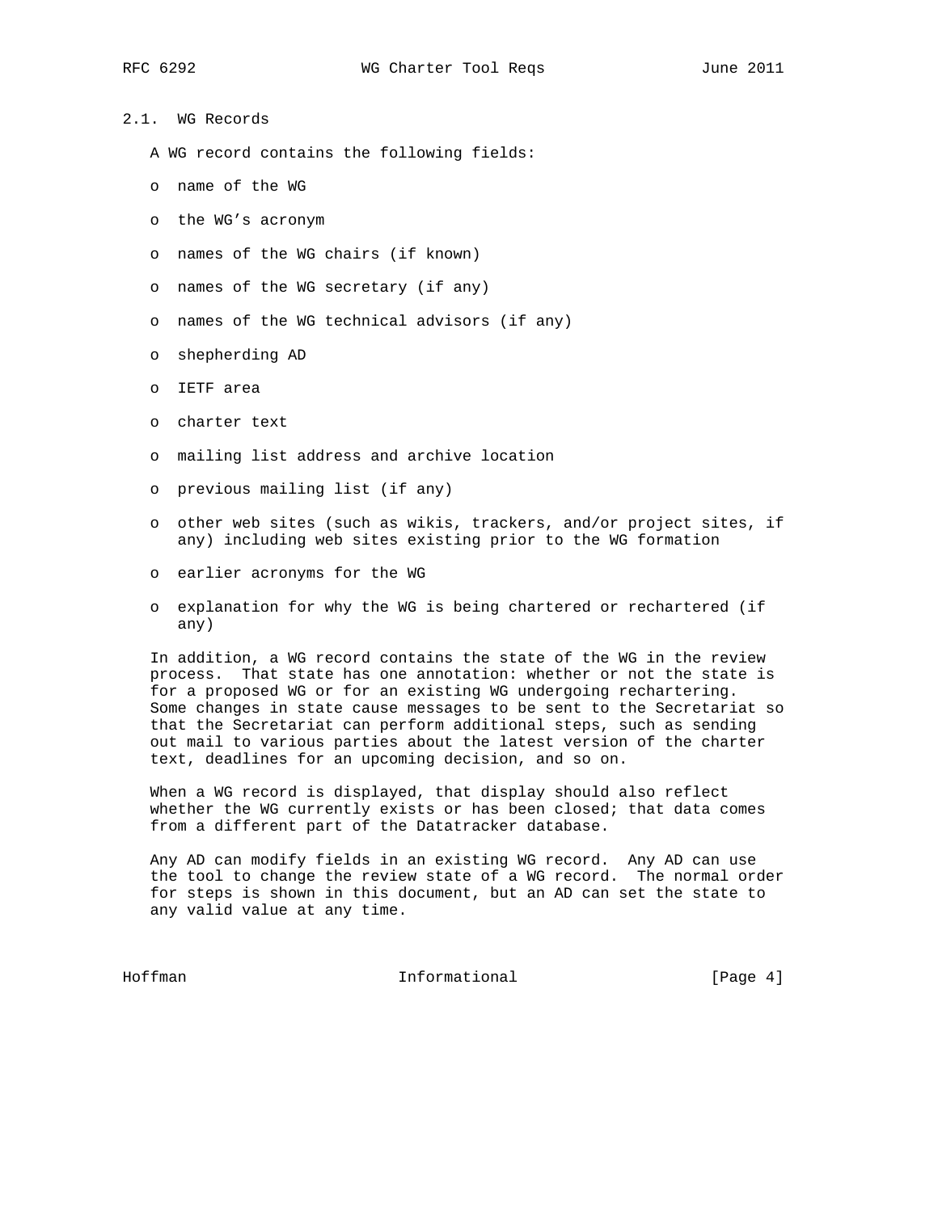### 2.1. WG Records

A WG record contains the following fields:

- name of the WG
- the WG’s acronym
- names of the WG chairs (if known)
- names of the WG secretary (if any)
- names of the WG technical advisors (if any)
- shepherding AD
- IETF area
- charter text
- mailing list address and archive location
- previous mailing list (if any)
- other web sites (such as wikis, trackers, and/or project sites, if any) including web sites existing prior to the WG formation
- earlier acronyms for the WG
- explanation for why the WG is being chartered or rechartered (if any)

In addition, a WG record contains the state of the WG in the review process. That state has one annotation: whether or not the state is for a proposed WG or for an existing WG undergoing rechartering. Some changes in state cause messages to be sent to the Secretariat so that the Secretariat can perform additional steps, such as sending out mail to various parties about the latest version of the charter text, deadlines for an upcoming decision, and so on.

When a WG record is displayed, that display should also reflect whether the WG currently exists or has been closed; that data comes from a different part of the Datatracker database.

Any AD can modify fields in an existing WG record. Any AD can use the tool to change the review state of a WG record. The normal order for steps is shown in this document, but an AD can set the state to any valid value at any time.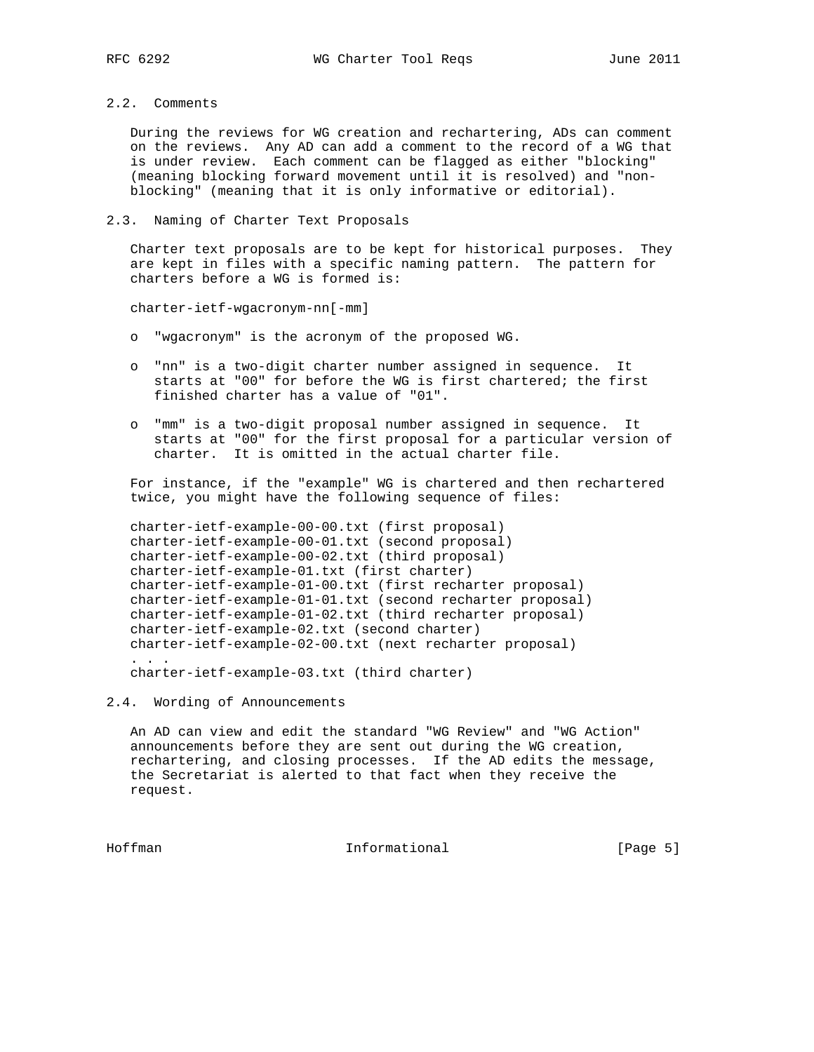## 2.2. Comments

During the reviews for WG creation and rechartering, ADs can comment on the reviews. Any AD can add a comment to the record of a WG that is under review. Each comment can be flagged as either "blocking" (meaning blocking forward movement until it is resolved) and "non-blocking" (meaning that it is only informative or editorial).

## 2.3. Naming of Charter Text Proposals

Charter text proposals are to be kept for historical purposes. They are kept in files with a specific naming pattern. The pattern for charters before a WG is formed is:

charter-ietf-wgacronym-nn[-mm]

- "wgacronym" is the acronym of the proposed WG.
- "nn" is a two-digit charter number assigned in sequence. It starts at "00" for before the WG is first chartered; the first finished charter has a value of "01".
- "mm" is a two-digit proposal number assigned in sequence. It starts at "00" for the first proposal for a particular version of charter. It is omitted in the actual charter file.

For instance, if the "example" WG is chartered and then rechartered twice, you might have the following sequence of files:

```
charter-ietf-example-00-00.txt (first proposal)
charter-ietf-example-00-01.txt (second proposal)
charter-ietf-example-00-02.txt (third proposal)
charter-ietf-example-01.txt (first charter)
charter-ietf-example-01-00.txt (first recharter proposal)
charter-ietf-example-01-01.txt (second recharter proposal)
charter-ietf-example-01-02.txt (third recharter proposal)
charter-ietf-example-02.txt (second charter)
charter-ietf-example-02-00.txt (next recharter proposal)
. . .
charter-ietf-example-03.txt (third charter)
```

## 2.4. Wording of Announcements

An AD can view and edit the standard "WG Review" and "WG Action" announcements before they are sent out during the WG creation, rechartering, and closing processes. If the AD edits the message, the Secretariat is alerted to that fact when they receive the request.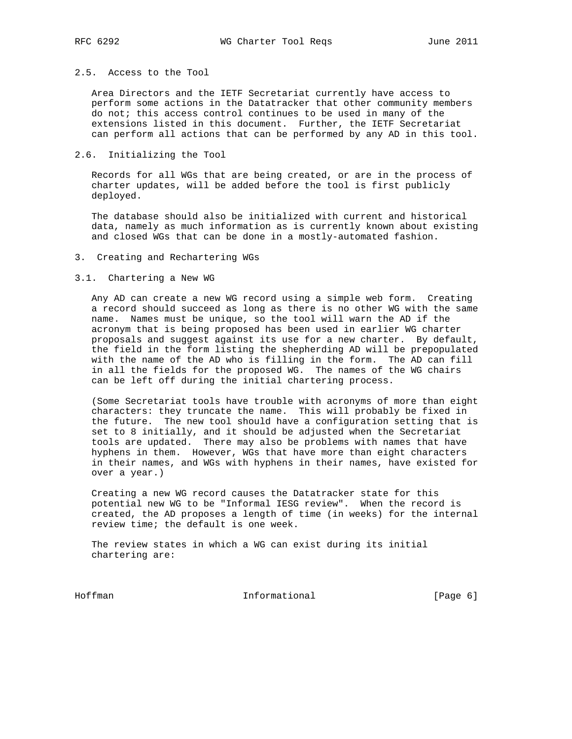### 2.5. Access to the Tool

Area Directors and the IETF Secretariat currently have access to perform some actions in the Datatracker that other community members do not; this access control continues to be used in many of the extensions listed in this document. Further, the IETF Secretariat can perform all actions that can be performed by any AD in this tool.

### 2.6. Initializing the Tool

Records for all WGs that are being created, or are in the process of charter updates, will be added before the tool is first publicly deployed.

The database should also be initialized with current and historical data, namely as much information as is currently known about existing and closed WGs that can be done in a mostly-automated fashion.

## 3. Creating and Rechartering WGs

### 3.1. Chartering a New WG

Any AD can create a new WG record using a simple web form. Creating a record should succeed as long as there is no other WG with the same name. Names must be unique, so the tool will warn the AD if the acronym that is being proposed has been used in earlier WG charter proposals and suggest against its use for a new charter. By default, the field in the form listing the shepherding AD will be prepopulated with the name of the AD who is filling in the form. The AD can fill in all the fields for the proposed WG. The names of the WG chairs can be left off during the initial chartering process.

(Some Secretariat tools have trouble with acronyms of more than eight characters: they truncate the name. This will probably be fixed in the future. The new tool should have a configuration setting that is set to 8 initially, and it should be adjusted when the Secretariat tools are updated. There may also be problems with names that have hyphens in them. However, WGs that have more than eight characters in their names, and WGs with hyphens in their names, have existed for over a year.)

Creating a new WG record causes the Datatracker state for this potential new WG to be "Informal IESG review". When the record is created, the AD proposes a length of time (in weeks) for the internal review time; the default is one week.

The review states in which a WG can exist during its initial chartering are: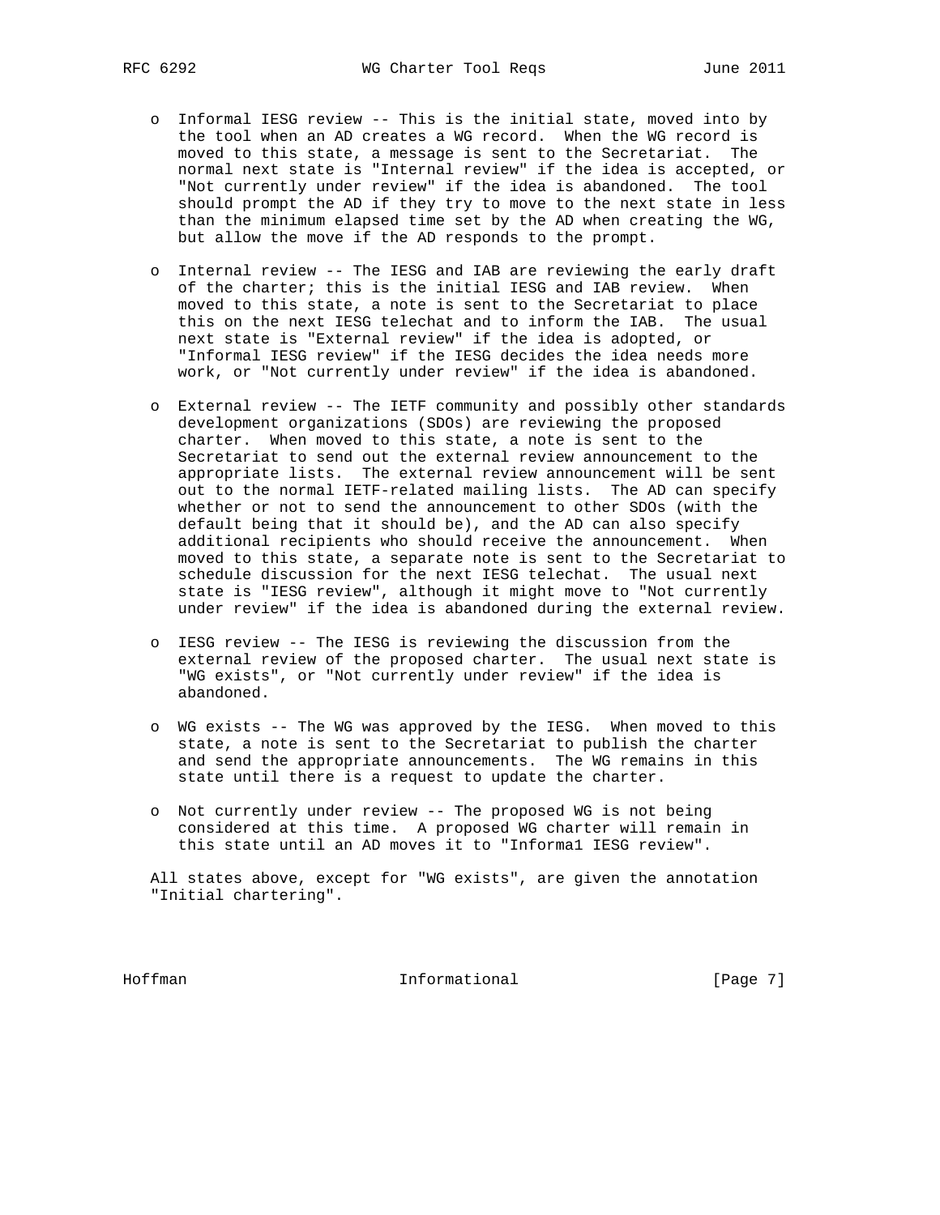- Informal IESG review -- This is the initial state, moved into by the tool when an AD creates a WG record. When the WG record is moved to this state, a message is sent to the Secretariat. The normal next state is "Internal review" if the idea is accepted, or "Not currently under review" if the idea is abandoned. The tool should prompt the AD if they try to move to the next state in less than the minimum elapsed time set by the AD when creating the WG, but allow the move if the AD responds to the prompt.

- Internal review -- The IESG and IAB are reviewing the early draft of the charter; this is the initial IESG and IAB review. When moved to this state, a note is sent to the Secretariat to place this on the next IESG telechat and to inform the IAB. The usual next state is "External review" if the idea is adopted, or "Informal IESG review" if the IESG decides the idea needs more work, or "Not currently under review" if the idea is abandoned.

- External review -- The IETF community and possibly other standards development organizations (SDOs) are reviewing the proposed charter. When moved to this state, a note is sent to the Secretariat to send out the external review announcement to the appropriate lists. The external review announcement will be sent out to the normal IETF-related mailing lists. The AD can specify whether or not to send the announcement to other SDOs (with the default being that it should be), and the AD can also specify additional recipients who should receive the announcement. When moved to this state, a separate note is sent to the Secretariat to schedule discussion for the next IESG telechat. The usual next state is "IESG review", although it might move to "Not currently under review" if the idea is abandoned during the external review.

- IESG review -- The IESG is reviewing the discussion from the external review of the proposed charter. The usual next state is "WG exists", or "Not currently under review" if the idea is abandoned.

- WG exists -- The WG was approved by the IESG. When moved to this state, a note is sent to the Secretariat to publish the charter and send the appropriate announcements. The WG remains in this state until there is a request to update the charter.

- Not currently under review -- The proposed WG is not being considered at this time. A proposed WG charter will remain in this state until an AD moves it to "Informa1 IESG review".

All states above, except for "WG exists", are given the annotation "Initial chartering".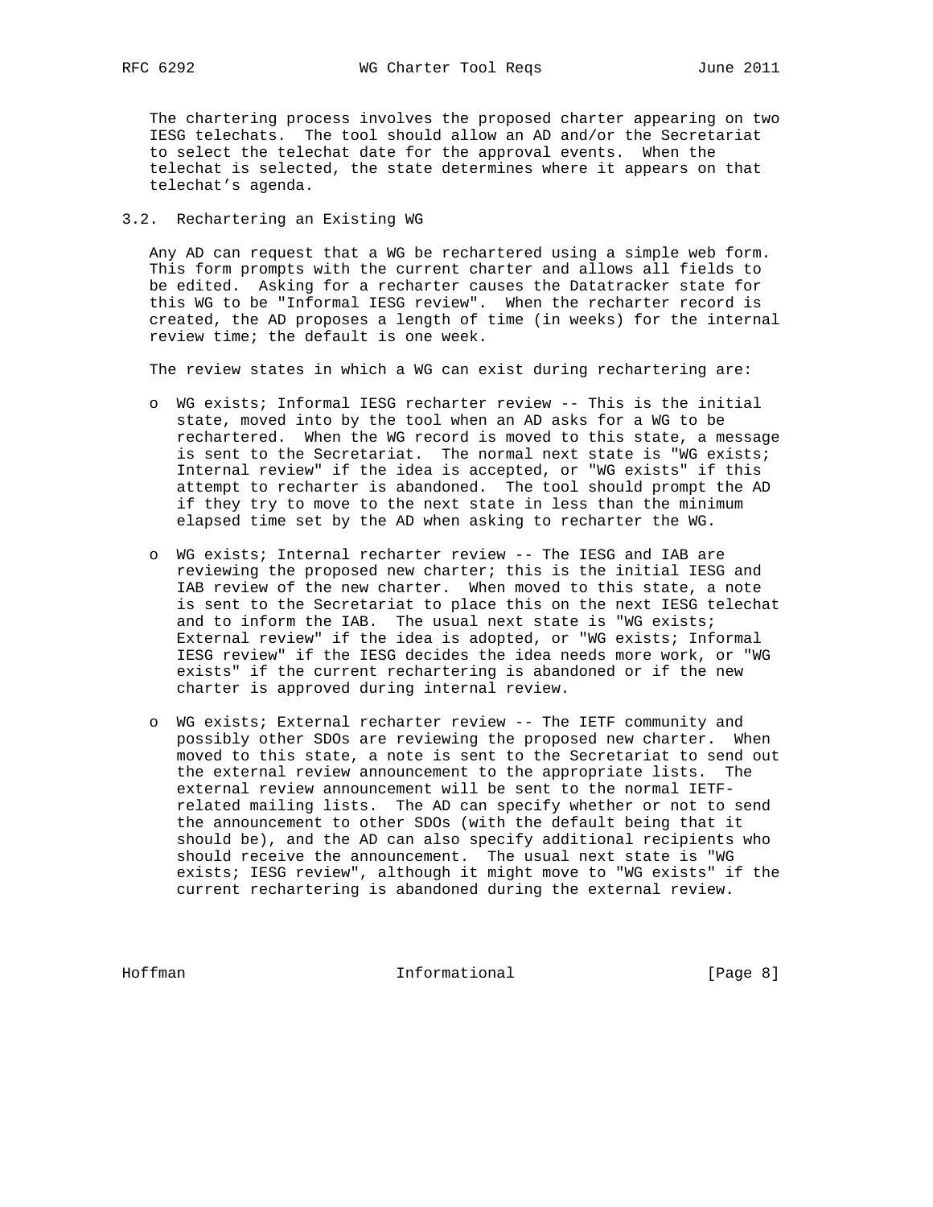The chartering process involves the proposed charter appearing on two IESG telechats. The tool should allow an AD and/or the Secretariat to select the telechat date for the approval events. When the telechat is selected, the state determines where it appears on that telechat's agenda.

### 3.2. Rechartering an Existing WG

Any AD can request that a WG be rechartered using a simple web form. This form prompts with the current charter and allows all fields to be edited. Asking for a recharter causes the Datatracker state for this WG to be "Informal IESG review". When the recharter record is created, the AD proposes a length of time (in weeks) for the internal review time; the default is one week.

The review states in which a WG can exist during rechartering are:

- WG exists; Informal IESG recharter review -- This is the initial state, moved into by the tool when an AD asks for a WG to be rechartered. When the WG record is moved to this state, a message is sent to the Secretariat. The normal next state is "WG exists; Internal review" if the idea is accepted, or "WG exists" if this attempt to recharter is abandoned. The tool should prompt the AD if they try to move to the next state in less than the minimum elapsed time set by the AD when asking to recharter the WG.

- WG exists; Internal recharter review -- The IESG and IAB are reviewing the proposed new charter; this is the initial IESG and IAB review of the new charter. When moved to this state, a note is sent to the Secretariat to place this on the next IESG telechat and to inform the IAB. The usual next state is "WG exists; External review" if the idea is adopted, or "WG exists; Informal IESG review" if the IESG decides the idea needs more work, or "WG exists" if the current rechartering is abandoned or if the new charter is approved during internal review.

- WG exists; External recharter review -- The IETF community and possibly other SDOs are reviewing the proposed new charter. When moved to this state, a note is sent to the Secretariat to send out the external review announcement to the appropriate lists. The external review announcement will be sent to the normal IETF-related mailing lists. The AD can specify whether or not to send the announcement to other SDOs (with the default being that it should be), and the AD can also specify additional recipients who should receive the announcement. The usual next state is "WG exists; IESG review", although it might move to "WG exists" if the current rechartering is abandoned during the external review.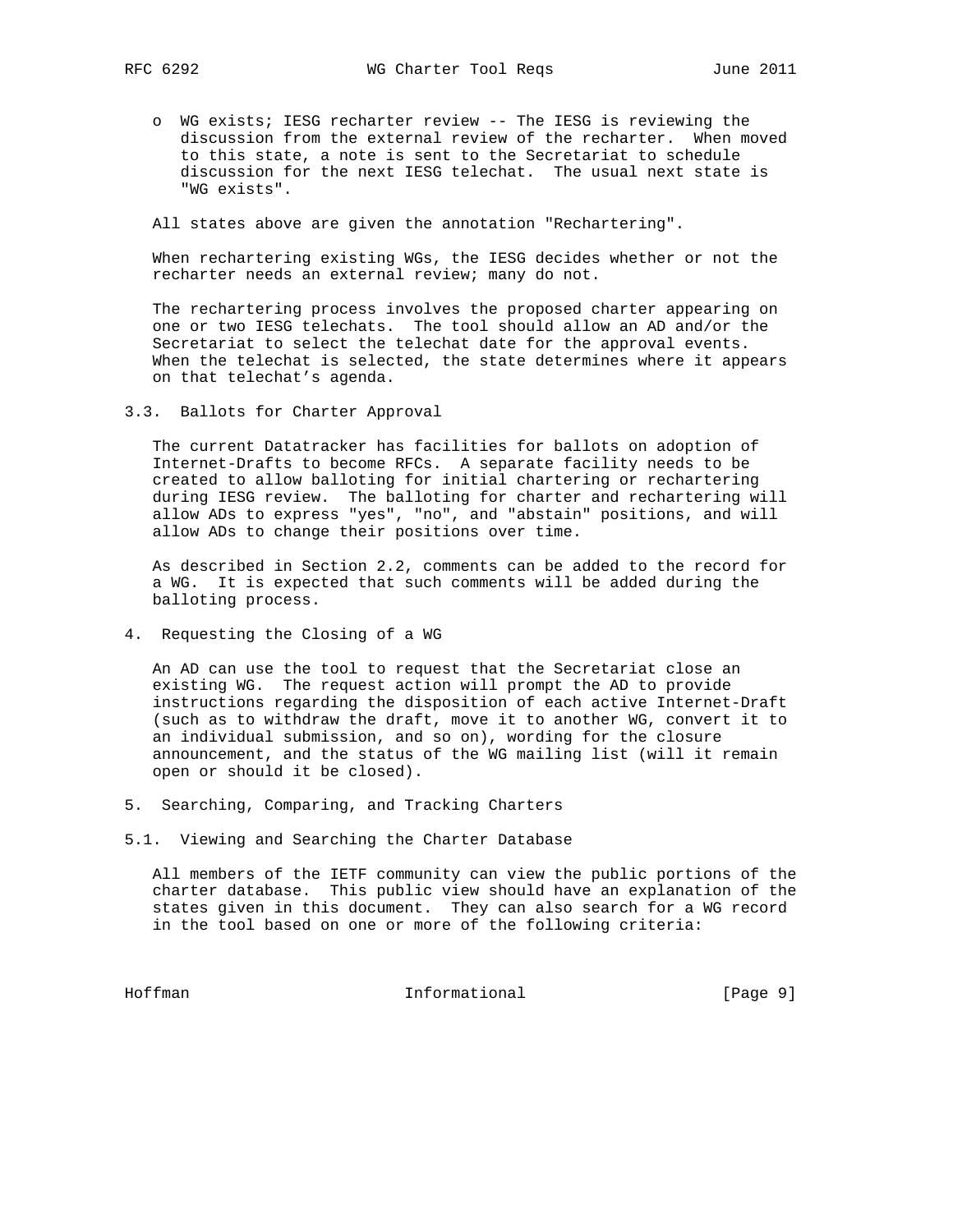- WG exists; IESG recharter review -- The IESG is reviewing the discussion from the external review of the recharter. When moved to this state, a note is sent to the Secretariat to schedule discussion for the next IESG telechat. The usual next state is "WG exists".

All states above are given the annotation "Rechartering".

When rechartering existing WGs, the IESG decides whether or not the recharter needs an external review; many do not.

The rechartering process involves the proposed charter appearing on one or two IESG telechats. The tool should allow an AD and/or the Secretariat to select the telechat date for the approval events. When the telechat is selected, the state determines where it appears on that telechat's agenda.

### 3.3. Ballots for Charter Approval

The current Datatracker has facilities for ballots on adoption of Internet-Drafts to become RFCs. A separate facility needs to be created to allow balloting for initial chartering or rechartering during IESG review. The balloting for charter and rechartering will allow ADs to express "yes", "no", and "abstain" positions, and will allow ADs to change their positions over time.

As described in Section 2.2, comments can be added to the record for a WG. It is expected that such comments will be added during the balloting process.

## 4. Requesting the Closing of a WG

An AD can use the tool to request that the Secretariat close an existing WG. The request action will prompt the AD to provide instructions regarding the disposition of each active Internet-Draft (such as to withdraw the draft, move it to another WG, convert it to an individual submission, and so on), wording for the closure announcement, and the status of the WG mailing list (will it remain open or should it be closed).

## 5. Searching, Comparing, and Tracking Charters

### 5.1. Viewing and Searching the Charter Database

All members of the IETF community can view the public portions of the charter database. This public view should have an explanation of the states given in this document. They can also search for a WG record in the tool based on one or more of the following criteria: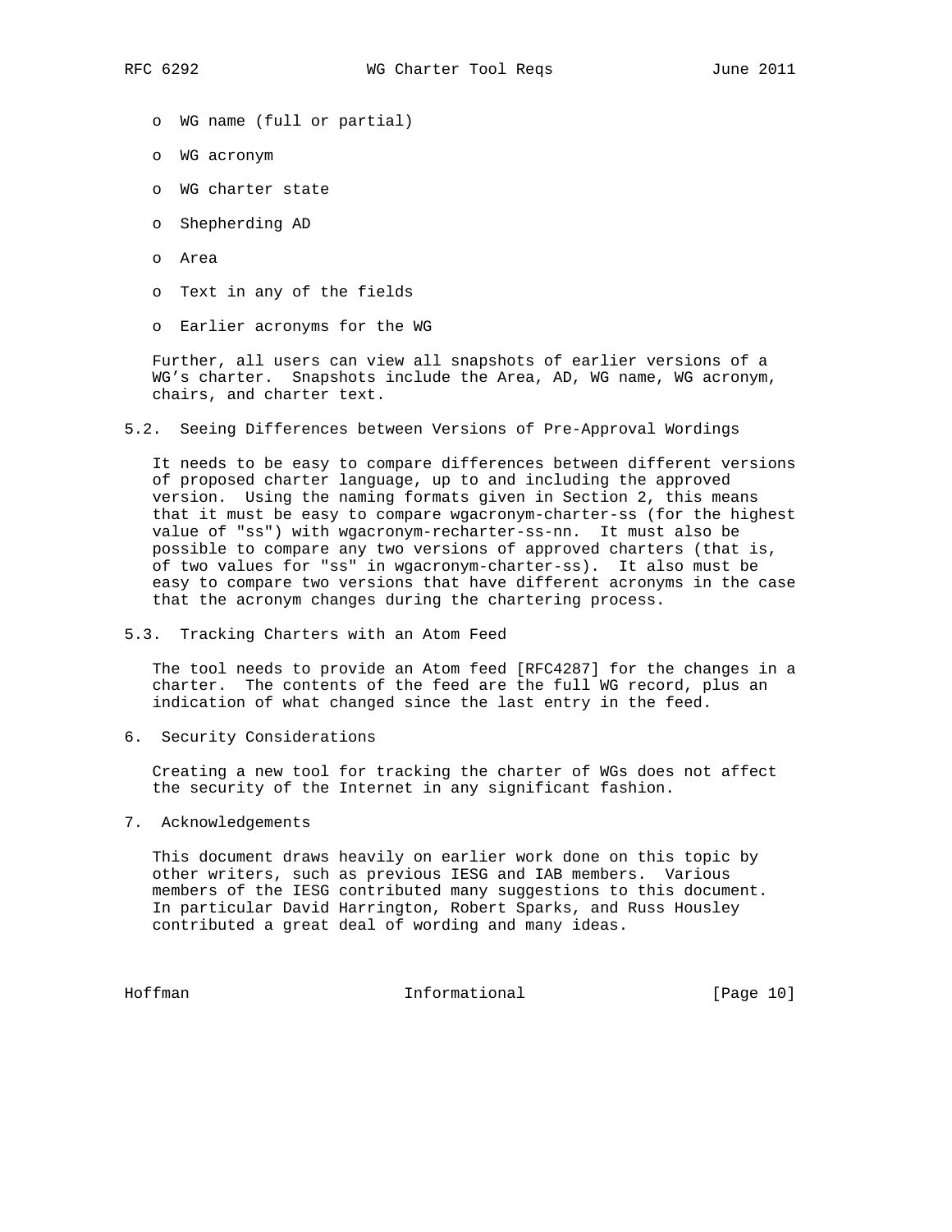- WG name (full or partial)
- WG acronym
- WG charter state
- Shepherding AD
- Area
- Text in any of the fields
- Earlier acronyms for the WG

Further, all users can view all snapshots of earlier versions of a WG's charter. Snapshots include the Area, AD, WG name, WG acronym, chairs, and charter text.

### 5.2. Seeing Differences between Versions of Pre-Approval Wordings

It needs to be easy to compare differences between different versions of proposed charter language, up to and including the approved version. Using the naming formats given in Section 2, this means that it must be easy to compare wgacronym-charter-ss (for the highest value of "ss") with wgacronym-recharter-ss-nn. It must also be possible to compare any two versions of approved charters (that is, of two values for "ss" in wgacronym-charter-ss). It also must be easy to compare two versions that have different acronyms in the case that the acronym changes during the chartering process.

### 5.3. Tracking Charters with an Atom Feed

The tool needs to provide an Atom feed [RFC4287] for the changes in a charter. The contents of the feed are the full WG record, plus an indication of what changed since the last entry in the feed.

## 6. Security Considerations

Creating a new tool for tracking the charter of WGs does not affect the security of the Internet in any significant fashion.

## 7. Acknowledgements

This document draws heavily on earlier work done on this topic by other writers, such as previous IESG and IAB members. Various members of the IESG contributed many suggestions to this document. In particular David Harrington, Robert Sparks, and Russ Housley contributed a great deal of wording and many ideas.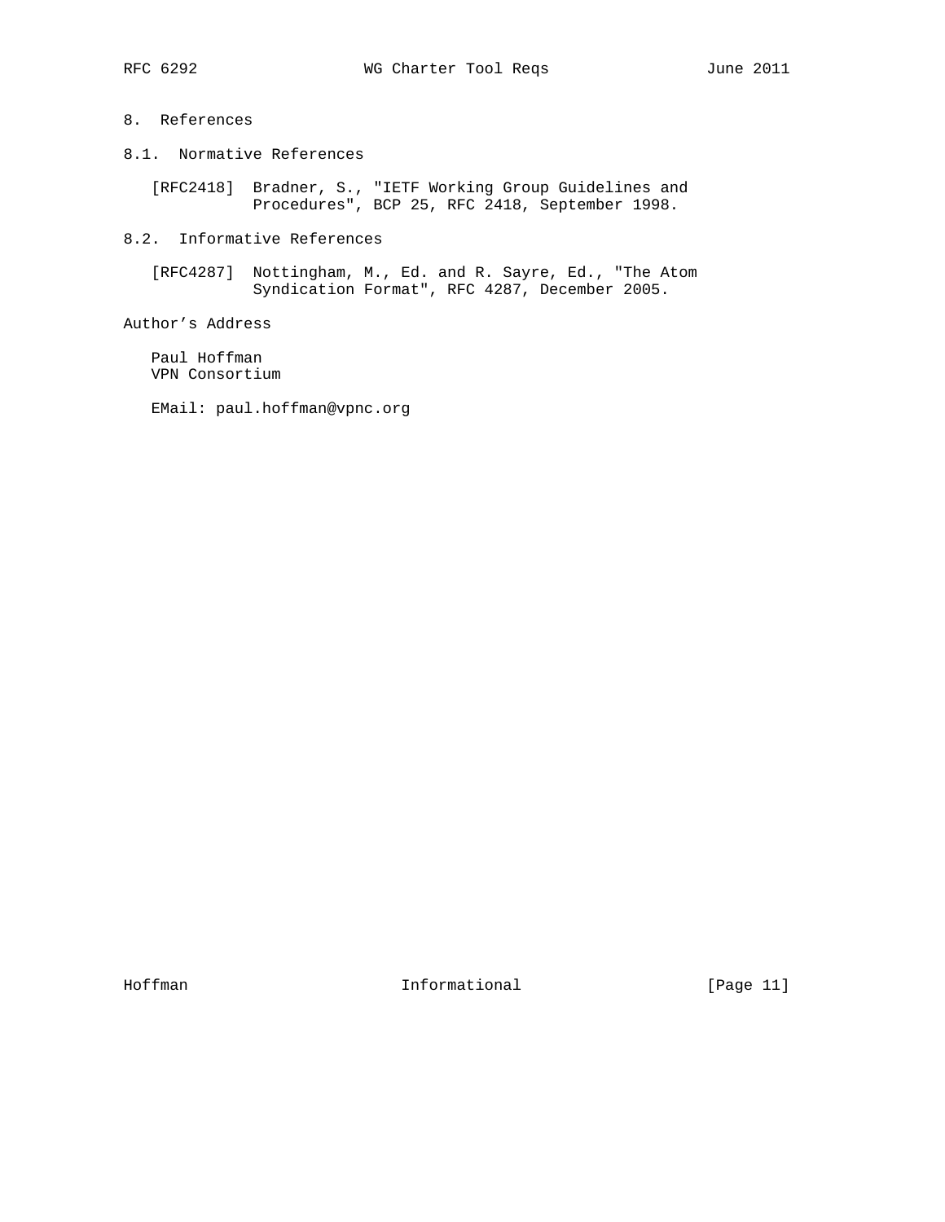## 8. References

### 8.1. Normative References

[RFC2418] Bradner, S., "IETF Working Group Guidelines and Procedures", BCP 25, RFC 2418, September 1998.

### 8.2. Informative References

[RFC4287] Nottingham, M., Ed. and R. Sayre, Ed., "The Atom Syndication Format", RFC 4287, December 2005.

## Author's Address

Paul Hoffman
VPN Consortium

EMail: paul.hoffman@vpnc.org